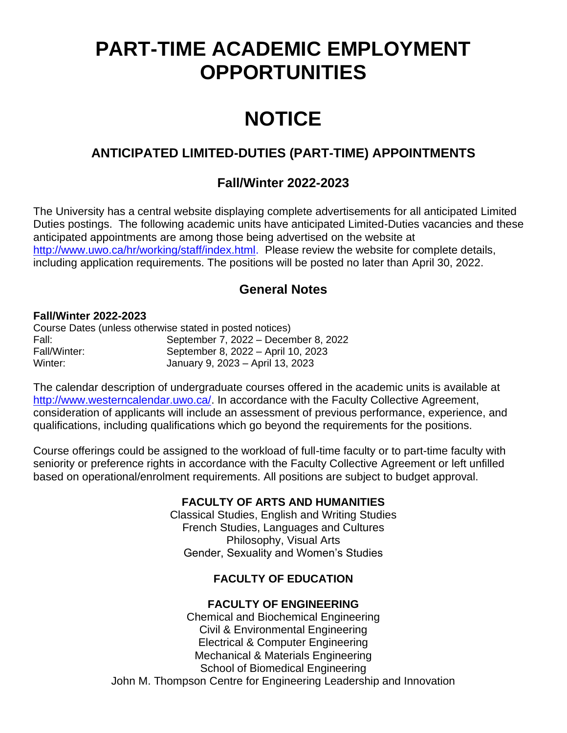# PART-TIME ACADEMIC EMPLOYMENT OPPORTUNITIES

# NOTICE

## ANTICIPATED LIMITED-DUTIES (PART-TIME) APPOINTMENTS

### Fall/Winter 2022-2023

The University has a central website displaying complete advertisements for all anticipated Limited Duties postings. The following academic units have anticipated Limited-Duties vacancies and these anticipated appointments are among those being advertised on the website at http://www.uwo.ca/hr/working/staff/index.html. Please review the website for complete details, including application requirements. The positions will be posted no later than April 30, 2022.

### General Notes

**Fall/Winter 2022-2023**

Course Dates (unless otherwise stated in posted notices)

| | |
|---|---|
| Fall: | September 7, 2022 – December 8, 2022 |
| Fall/Winter: | September 8, 2022 – April 10, 2023 |
| Winter: | January 9, 2023 – April 13, 2023 |

The calendar description of undergraduate courses offered in the academic units is available at http://www.westerncalendar.uwo.ca/. In accordance with the Faculty Collective Agreement, consideration of applicants will include an assessment of previous performance, experience, and qualifications, including qualifications which go beyond the requirements for the positions.

Course offerings could be assigned to the workload of full-time faculty or to part-time faculty with seniority or preference rights in accordance with the Faculty Collective Agreement or left unfilled based on operational/enrolment requirements. All positions are subject to budget approval.

**FACULTY OF ARTS AND HUMANITIES**

Classical Studies, English and Writing Studies
French Studies, Languages and Cultures
Philosophy, Visual Arts
Gender, Sexuality and Women's Studies

**FACULTY OF EDUCATION**

**FACULTY OF ENGINEERING**

Chemical and Biochemical Engineering
Civil & Environmental Engineering
Electrical & Computer Engineering
Mechanical & Materials Engineering
School of Biomedical Engineering
John M. Thompson Centre for Engineering Leadership and Innovation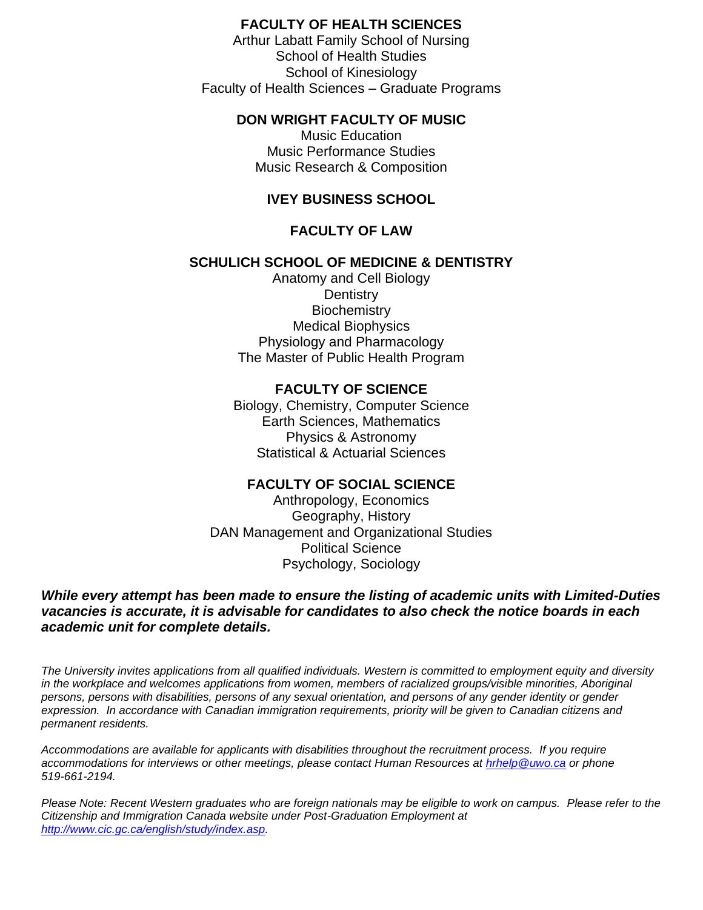**FACULTY OF HEALTH SCIENCES**

Arthur Labatt Family School of Nursing
School of Health Studies
School of Kinesiology
Faculty of Health Sciences – Graduate Programs

**DON WRIGHT FACULTY OF MUSIC**

Music Education
Music Performance Studies
Music Research & Composition

**IVEY BUSINESS SCHOOL**

**FACULTY OF LAW**

**SCHULICH SCHOOL OF MEDICINE & DENTISTRY**

Anatomy and Cell Biology
Dentistry
Biochemistry
Medical Biophysics
Physiology and Pharmacology
The Master of Public Health Program

**FACULTY OF SCIENCE**

Biology, Chemistry, Computer Science
Earth Sciences, Mathematics
Physics & Astronomy
Statistical & Actuarial Sciences

**FACULTY OF SOCIAL SCIENCE**

Anthropology, Economics
Geography, History
DAN Management and Organizational Studies
Political Science
Psychology, Sociology

***While every attempt has been made to ensure the listing of academic units with Limited-Duties vacancies is accurate, it is advisable for candidates to also check the notice boards in each academic unit for complete details.***

*The University invites applications from all qualified individuals. Western is committed to employment equity and diversity in the workplace and welcomes applications from women, members of racialized groups/visible minorities, Aboriginal persons, persons with disabilities, persons of any sexual orientation, and persons of any gender identity or gender expression. In accordance with Canadian immigration requirements, priority will be given to Canadian citizens and permanent residents.*

*Accommodations are available for applicants with disabilities throughout the recruitment process. If you require accommodations for interviews or other meetings, please contact Human Resources at [hrhelp@uwo.ca](mailto:hrhelp@uwo.ca) or phone 519-661-2194.*

*Please Note: Recent Western graduates who are foreign nationals may be eligible to work on campus. Please refer to the Citizenship and Immigration Canada website under Post-Graduation Employment at [http://www.cic.gc.ca/english/study/index.asp](http://www.cic.gc.ca/english/study/index.asp).*